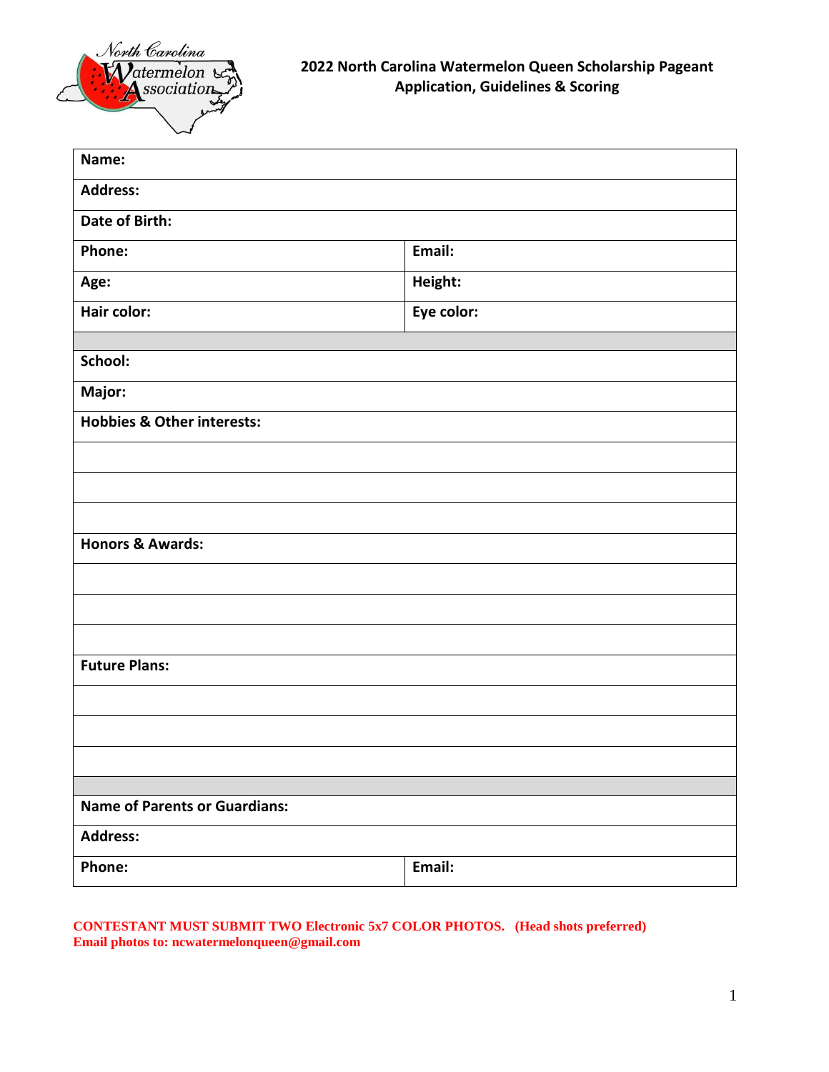# 2022 North Carolina Watermelon Queen Scholarship Pageant
## Application, Guidelines & Scoring

| **Name:** | |
|---|---|
| **Address:** | |
| **Date of Birth:** | |
| **Phone:** | **Email:** |
| **Age:** | **Height:** |
| **Hair color:** | **Eye color:** |
| | |
| **School:** | |
| **Major:** | |
| **Hobbies & Other interests:** | |
| | |
| | |
| | |
| **Honors & Awards:** | |
| | |
| | |
| | |
| **Future Plans:** | |
| | |
| | |
| | |
| | |
| **Name of Parents or Guardians:** | |
| **Address:** | |
| **Phone:** | **Email:** |

**CONTESTANT MUST SUBMIT TWO Electronic 5x7 COLOR PHOTOS. (Head shots preferred)**
**Email photos to: ncwatermelonqueen@gmail.com**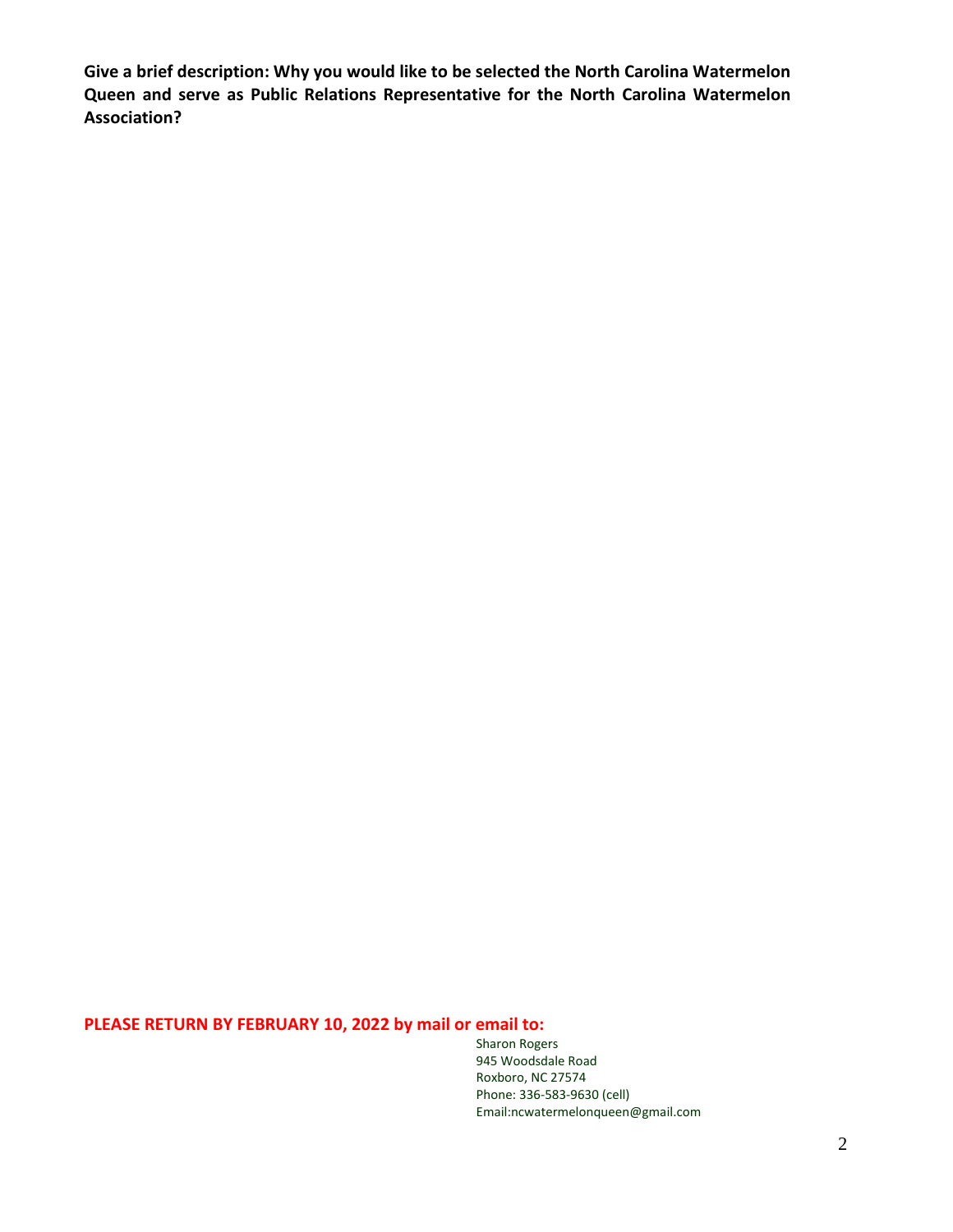**Give a brief description: Why you would like to be selected the North Carolina Watermelon Queen and serve as Public Relations Representative for the North Carolina Watermelon Association?**

**PLEASE RETURN BY FEBRUARY 10, 2022 by mail or email to:**

Sharon Rogers
945 Woodsdale Road
Roxboro, NC 27574
Phone: 336-583-9630 (cell)
Email:ncwatermelonqueen@gmail.com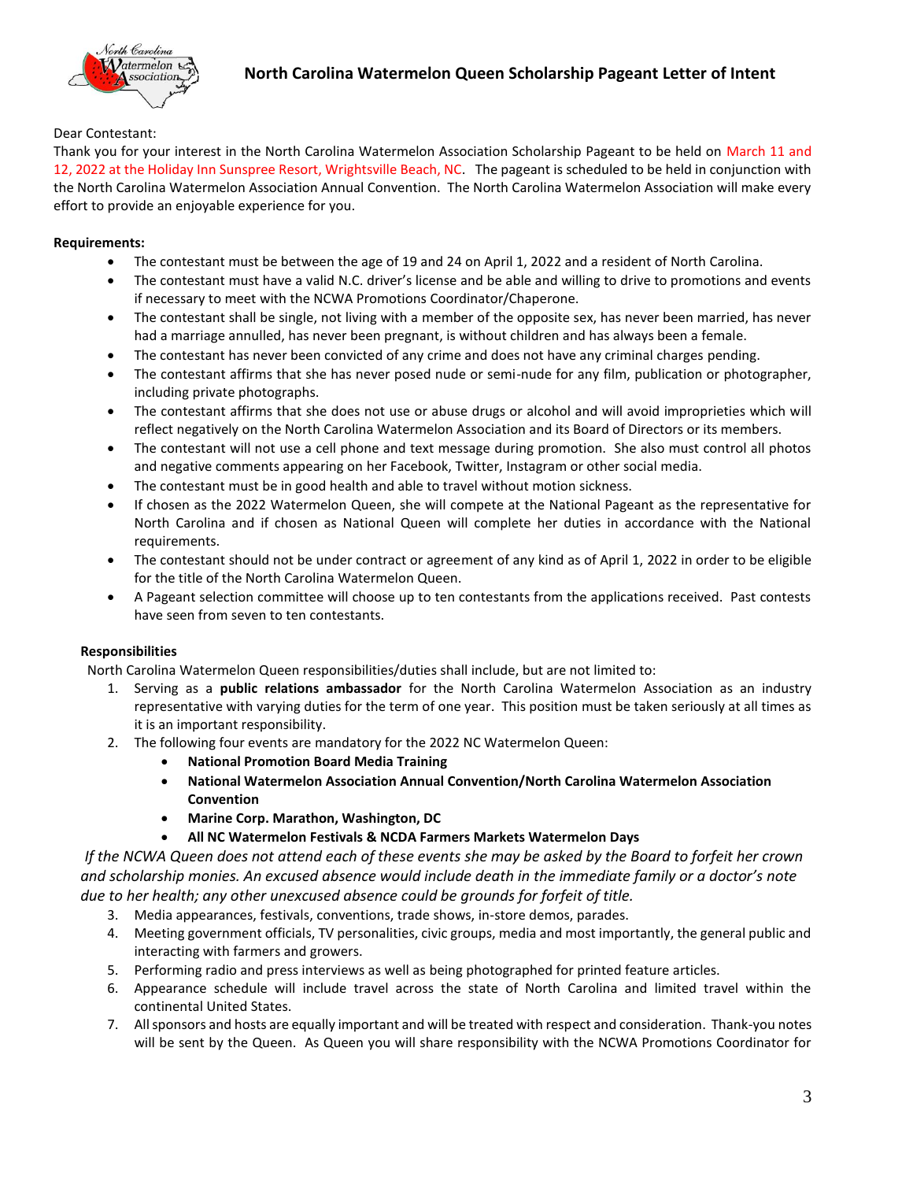# North Carolina Watermelon Queen Scholarship Pageant Letter of Intent

Dear Contestant:

Thank you for your interest in the North Carolina Watermelon Association Scholarship Pageant to be held on March 11 and 12, 2022 at the Holiday Inn Sunspree Resort, Wrightsville Beach, NC. The pageant is scheduled to be held in conjunction with the North Carolina Watermelon Association Annual Convention. The North Carolina Watermelon Association will make every effort to provide an enjoyable experience for you.

**Requirements:**

- The contestant must be between the age of 19 and 24 on April 1, 2022 and a resident of North Carolina.
- The contestant must have a valid N.C. driver's license and be able and willing to drive to promotions and events if necessary to meet with the NCWA Promotions Coordinator/Chaperone.
- The contestant shall be single, not living with a member of the opposite sex, has never been married, has never had a marriage annulled, has never been pregnant, is without children and has always been a female.
- The contestant has never been convicted of any crime and does not have any criminal charges pending.
- The contestant affirms that she has never posed nude or semi-nude for any film, publication or photographer, including private photographs.
- The contestant affirms that she does not use or abuse drugs or alcohol and will avoid improprieties which will reflect negatively on the North Carolina Watermelon Association and its Board of Directors or its members.
- The contestant will not use a cell phone and text message during promotion. She also must control all photos and negative comments appearing on her Facebook, Twitter, Instagram or other social media.
- The contestant must be in good health and able to travel without motion sickness.
- If chosen as the 2022 Watermelon Queen, she will compete at the National Pageant as the representative for North Carolina and if chosen as National Queen will complete her duties in accordance with the National requirements.
- The contestant should not be under contract or agreement of any kind as of April 1, 2022 in order to be eligible for the title of the North Carolina Watermelon Queen.
- A Pageant selection committee will choose up to ten contestants from the applications received. Past contests have seen from seven to ten contestants.

**Responsibilities**

North Carolina Watermelon Queen responsibilities/duties shall include, but are not limited to:

1. Serving as a **public relations ambassador** for the North Carolina Watermelon Association as an industry representative with varying duties for the term of one year. This position must be taken seriously at all times as it is an important responsibility.
2. The following four events are mandatory for the 2022 NC Watermelon Queen:
   - **National Promotion Board Media Training**
   - **National Watermelon Association Annual Convention/North Carolina Watermelon Association Convention**
   - **Marine Corp. Marathon, Washington, DC**
   - **All NC Watermelon Festivals & NCDA Farmers Markets Watermelon Days**

*If the NCWA Queen does not attend each of these events she may be asked by the Board to forfeit her crown and scholarship monies. An excused absence would include death in the immediate family or a doctor's note due to her health; any other unexcused absence could be grounds for forfeit of title.*

3. Media appearances, festivals, conventions, trade shows, in-store demos, parades.
4. Meeting government officials, TV personalities, civic groups, media and most importantly, the general public and interacting with farmers and growers.
5. Performing radio and press interviews as well as being photographed for printed feature articles.
6. Appearance schedule will include travel across the state of North Carolina and limited travel within the continental United States.
7. All sponsors and hosts are equally important and will be treated with respect and consideration. Thank-you notes will be sent by the Queen. As Queen you will share responsibility with the NCWA Promotions Coordinator for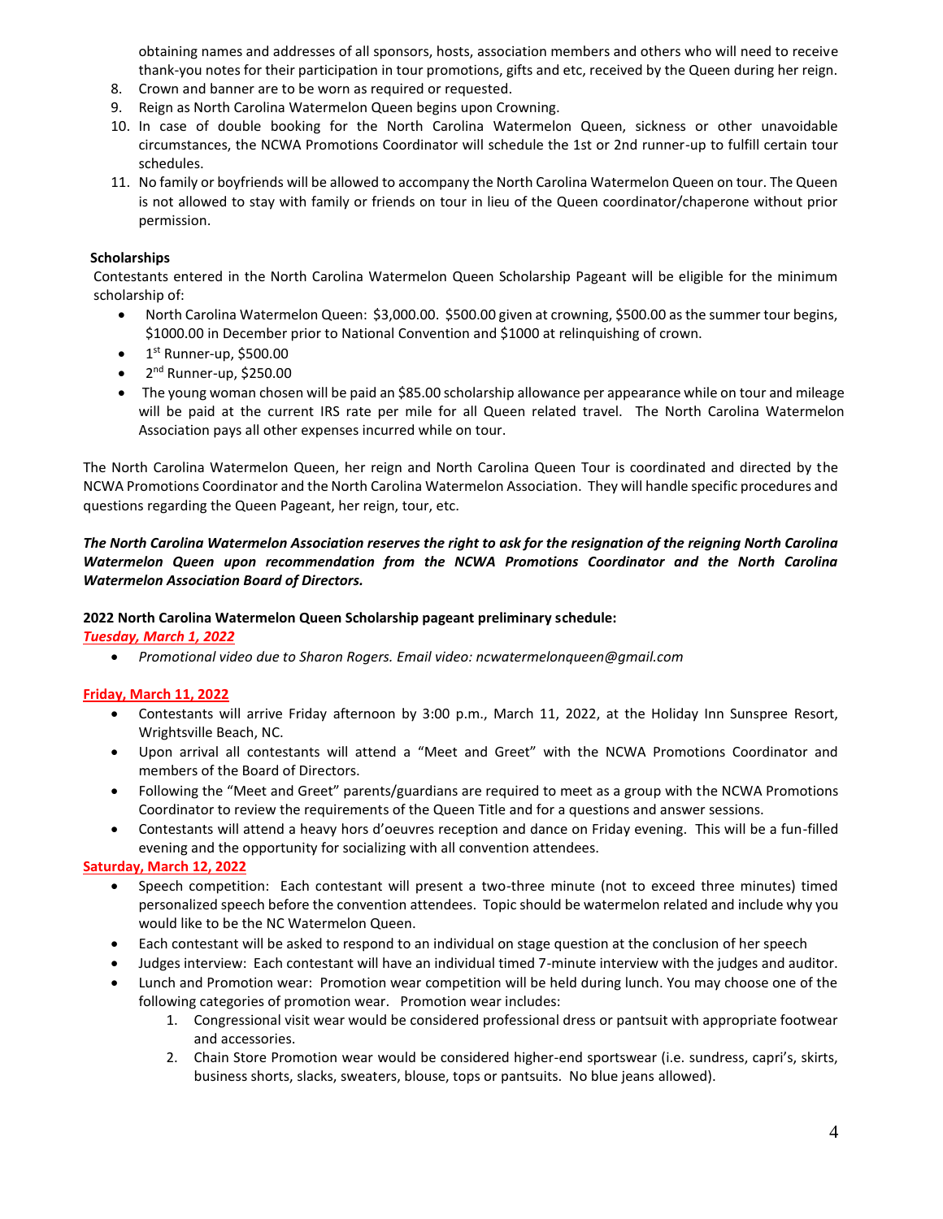obtaining names and addresses of all sponsors, hosts, association members and others who will need to receive thank-you notes for their participation in tour promotions, gifts and etc, received by the Queen during her reign.

8. Crown and banner are to be worn as required or requested.
9. Reign as North Carolina Watermelon Queen begins upon Crowning.
10. In case of double booking for the North Carolina Watermelon Queen, sickness or other unavoidable circumstances, the NCWA Promotions Coordinator will schedule the 1st or 2nd runner-up to fulfill certain tour schedules.
11. No family or boyfriends will be allowed to accompany the North Carolina Watermelon Queen on tour. The Queen is not allowed to stay with family or friends on tour in lieu of the Queen coordinator/chaperone without prior permission.

**Scholarships**

Contestants entered in the North Carolina Watermelon Queen Scholarship Pageant will be eligible for the minimum scholarship of:

- North Carolina Watermelon Queen: $3,000.00. $500.00 given at crowning, $500.00 as the summer tour begins, $1000.00 in December prior to National Convention and $1000 at relinquishing of crown.
- 1st Runner-up, $500.00
- 2nd Runner-up, $250.00
- The young woman chosen will be paid an $85.00 scholarship allowance per appearance while on tour and mileage will be paid at the current IRS rate per mile for all Queen related travel. The North Carolina Watermelon Association pays all other expenses incurred while on tour.

The North Carolina Watermelon Queen, her reign and North Carolina Queen Tour is coordinated and directed by the NCWA Promotions Coordinator and the North Carolina Watermelon Association. They will handle specific procedures and questions regarding the Queen Pageant, her reign, tour, etc.

***The North Carolina Watermelon Association reserves the right to ask for the resignation of the reigning North Carolina Watermelon Queen upon recommendation from the NCWA Promotions Coordinator and the North Carolina Watermelon Association Board of Directors.***

**2022 North Carolina Watermelon Queen Scholarship pageant preliminary schedule:**

***Tuesday, March 1, 2022***

- *Promotional video due to Sharon Rogers. Email video: ncwatermelonqueen@gmail.com*

**Friday, March 11, 2022**

- Contestants will arrive Friday afternoon by 3:00 p.m., March 11, 2022, at the Holiday Inn Sunspree Resort, Wrightsville Beach, NC.
- Upon arrival all contestants will attend a "Meet and Greet" with the NCWA Promotions Coordinator and members of the Board of Directors.
- Following the "Meet and Greet" parents/guardians are required to meet as a group with the NCWA Promotions Coordinator to review the requirements of the Queen Title and for a questions and answer sessions.
- Contestants will attend a heavy hors d'oeuvres reception and dance on Friday evening. This will be a fun-filled evening and the opportunity for socializing with all convention attendees.

**Saturday, March 12, 2022**

- Speech competition: Each contestant will present a two-three minute (not to exceed three minutes) timed personalized speech before the convention attendees. Topic should be watermelon related and include why you would like to be the NC Watermelon Queen.
- Each contestant will be asked to respond to an individual on stage question at the conclusion of her speech
- Judges interview: Each contestant will have an individual timed 7-minute interview with the judges and auditor.
- Lunch and Promotion wear: Promotion wear competition will be held during lunch. You may choose one of the following categories of promotion wear. Promotion wear includes:
    1. Congressional visit wear would be considered professional dress or pantsuit with appropriate footwear and accessories.
    2. Chain Store Promotion wear would be considered higher-end sportswear (i.e. sundress, capri's, skirts, business shorts, slacks, sweaters, blouse, tops or pantsuits. No blue jeans allowed).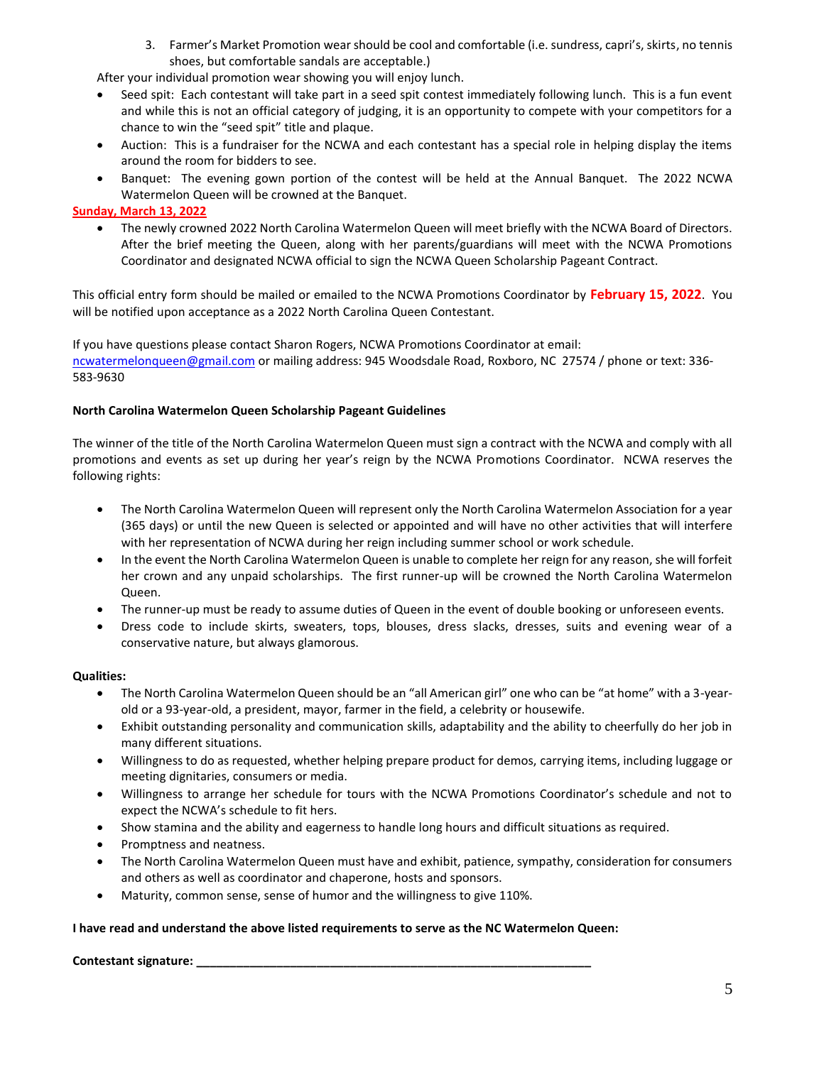3. Farmer's Market Promotion wear should be cool and comfortable (i.e. sundress, capri's, skirts, no tennis shoes, but comfortable sandals are acceptable.)

After your individual promotion wear showing you will enjoy lunch.

- Seed spit: Each contestant will take part in a seed spit contest immediately following lunch. This is a fun event and while this is not an official category of judging, it is an opportunity to compete with your competitors for a chance to win the "seed spit" title and plaque.
- Auction: This is a fundraiser for the NCWA and each contestant has a special role in helping display the items around the room for bidders to see.
- Banquet: The evening gown portion of the contest will be held at the Annual Banquet. The 2022 NCWA Watermelon Queen will be crowned at the Banquet.

**Sunday, March 13, 2022**

- The newly crowned 2022 North Carolina Watermelon Queen will meet briefly with the NCWA Board of Directors. After the brief meeting the Queen, along with her parents/guardians will meet with the NCWA Promotions Coordinator and designated NCWA official to sign the NCWA Queen Scholarship Pageant Contract.

This official entry form should be mailed or emailed to the NCWA Promotions Coordinator by **February 15, 2022**. You will be notified upon acceptance as a 2022 North Carolina Queen Contestant.

If you have questions please contact Sharon Rogers, NCWA Promotions Coordinator at email: ncwatermelonqueen@gmail.com or mailing address: 945 Woodsdale Road, Roxboro, NC 27574 / phone or text: 336-583-9630

**North Carolina Watermelon Queen Scholarship Pageant Guidelines**

The winner of the title of the North Carolina Watermelon Queen must sign a contract with the NCWA and comply with all promotions and events as set up during her year's reign by the NCWA Promotions Coordinator. NCWA reserves the following rights:

- The North Carolina Watermelon Queen will represent only the North Carolina Watermelon Association for a year (365 days) or until the new Queen is selected or appointed and will have no other activities that will interfere with her representation of NCWA during her reign including summer school or work schedule.
- In the event the North Carolina Watermelon Queen is unable to complete her reign for any reason, she will forfeit her crown and any unpaid scholarships. The first runner-up will be crowned the North Carolina Watermelon Queen.
- The runner-up must be ready to assume duties of Queen in the event of double booking or unforeseen events.
- Dress code to include skirts, sweaters, tops, blouses, dress slacks, dresses, suits and evening wear of a conservative nature, but always glamorous.

**Qualities:**

- The North Carolina Watermelon Queen should be an "all American girl" one who can be "at home" with a 3-year-old or a 93-year-old, a president, mayor, farmer in the field, a celebrity or housewife.
- Exhibit outstanding personality and communication skills, adaptability and the ability to cheerfully do her job in many different situations.
- Willingness to do as requested, whether helping prepare product for demos, carrying items, including luggage or meeting dignitaries, consumers or media.
- Willingness to arrange her schedule for tours with the NCWA Promotions Coordinator's schedule and not to expect the NCWA's schedule to fit hers.
- Show stamina and the ability and eagerness to handle long hours and difficult situations as required.
- Promptness and neatness.
- The North Carolina Watermelon Queen must have and exhibit, patience, sympathy, consideration for consumers and others as well as coordinator and chaperone, hosts and sponsors.
- Maturity, common sense, sense of humor and the willingness to give 110%.

**I have read and understand the above listed requirements to serve as the NC Watermelon Queen:**

**Contestant signature: \_\_\_\_\_\_\_\_\_\_\_\_\_\_\_\_\_\_\_\_\_\_\_\_\_\_\_\_\_\_\_\_\_\_\_\_\_\_\_\_\_\_\_\_\_\_\_\_\_\_\_\_\_\_\_\_\_\_\_\_**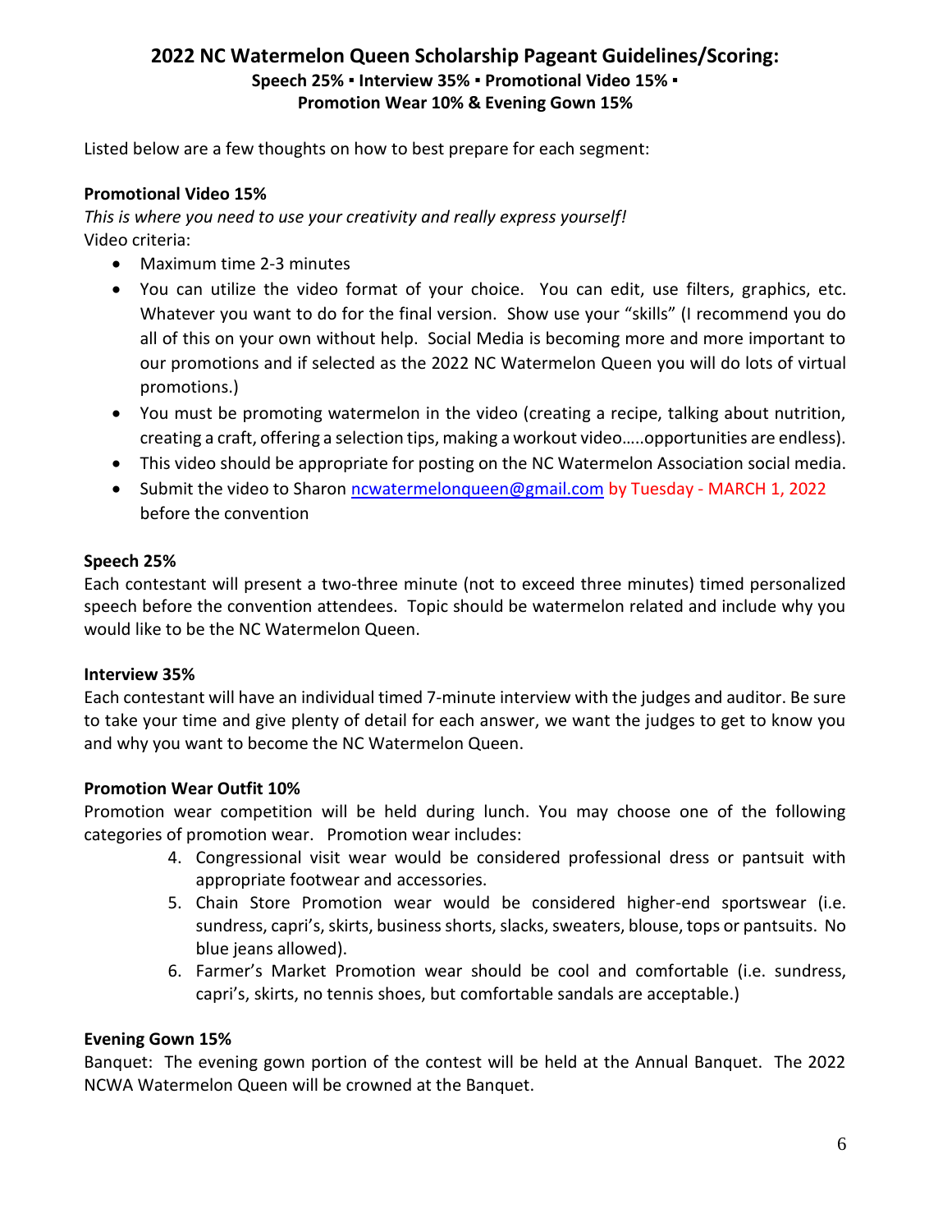## 2022 NC Watermelon Queen Scholarship Pageant Guidelines/Scoring:

**Speech 25% ▪ Interview 35% ▪ Promotional Video 15% ▪**
**Promotion Wear 10% & Evening Gown 15%**

Listed below are a few thoughts on how to best prepare for each segment:

**Promotional Video 15%**

*This is where you need to use your creativity and really express yourself!*
Video criteria:

- Maximum time 2-3 minutes
- You can utilize the video format of your choice. You can edit, use filters, graphics, etc. Whatever you want to do for the final version. Show use your "skills" (I recommend you do all of this on your own without help. Social Media is becoming more and more important to our promotions and if selected as the 2022 NC Watermelon Queen you will do lots of virtual promotions.)
- You must be promoting watermelon in the video (creating a recipe, talking about nutrition, creating a craft, offering a selection tips, making a workout video…..opportunities are endless).
- This video should be appropriate for posting on the NC Watermelon Association social media.
- Submit the video to Sharon ncwatermelonqueen@gmail.com by Tuesday - MARCH 1, 2022 before the convention

**Speech 25%**

Each contestant will present a two-three minute (not to exceed three minutes) timed personalized speech before the convention attendees. Topic should be watermelon related and include why you would like to be the NC Watermelon Queen.

**Interview 35%**

Each contestant will have an individual timed 7-minute interview with the judges and auditor. Be sure to take your time and give plenty of detail for each answer, we want the judges to get to know you and why you want to become the NC Watermelon Queen.

**Promotion Wear Outfit 10%**

Promotion wear competition will be held during lunch. You may choose one of the following categories of promotion wear. Promotion wear includes:

4. Congressional visit wear would be considered professional dress or pantsuit with appropriate footwear and accessories.
5. Chain Store Promotion wear would be considered higher-end sportswear (i.e. sundress, capri's, skirts, business shorts, slacks, sweaters, blouse, tops or pantsuits. No blue jeans allowed).
6. Farmer's Market Promotion wear should be cool and comfortable (i.e. sundress, capri's, skirts, no tennis shoes, but comfortable sandals are acceptable.)

**Evening Gown 15%**

Banquet: The evening gown portion of the contest will be held at the Annual Banquet. The 2022 NCWA Watermelon Queen will be crowned at the Banquet.